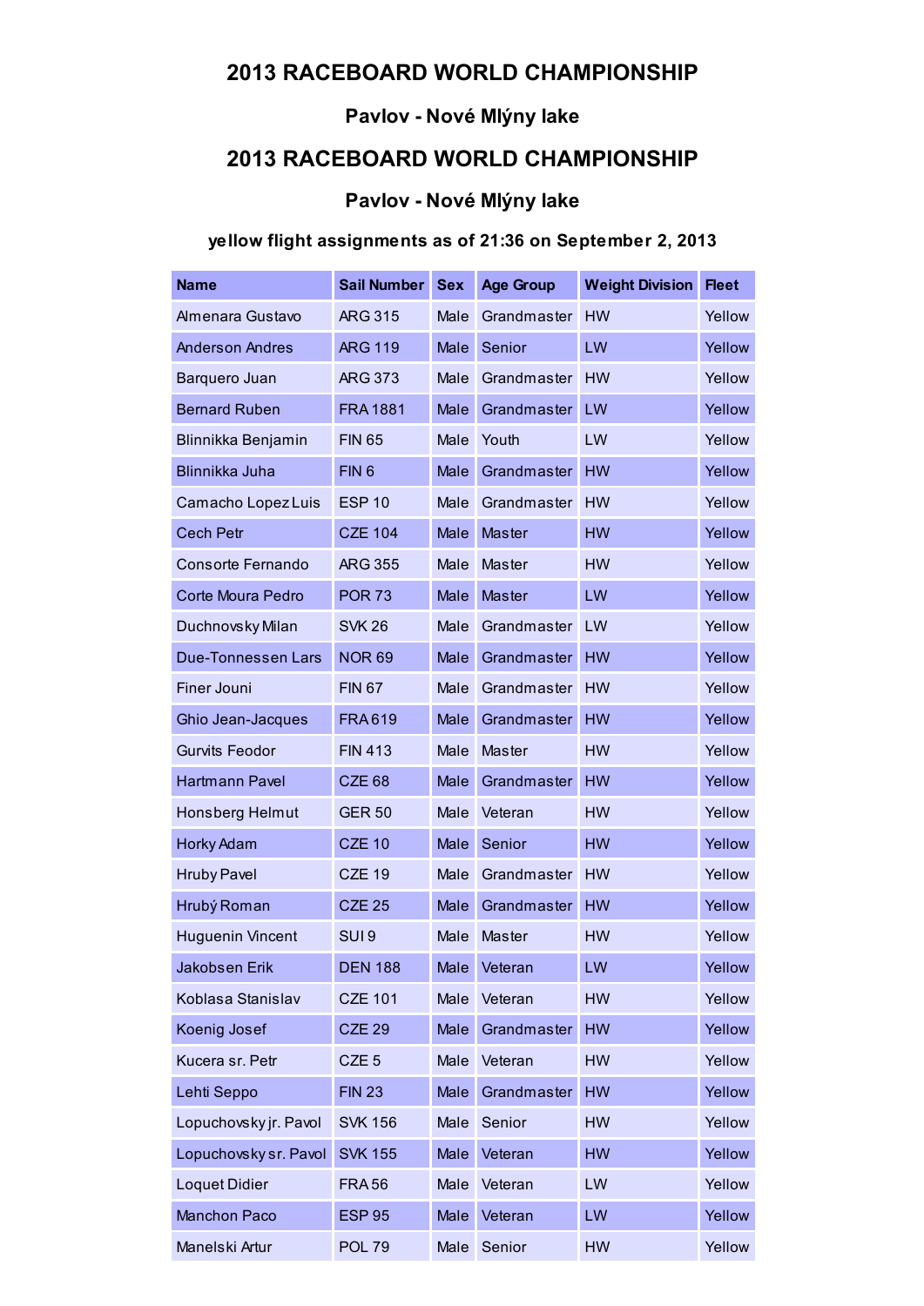# 2013 RACEBOARD WORLD CHAMPIONSHIP

## Pavlov - Nové Mlýny lake

# 2013 RACEBOARD WORLD CHAMPIONSHIP

## Pavlov - Nové Mlýny lake

### yellow flight assignments as of 21:36 on September 2, 2013

| Name | Sail Number | Sex | Age Group | Weight Division | Fleet |
|---|---|---|---|---|---|
| Almenara Gustavo | ARG 315 | Male | Grandmaster | HW | Yellow |
| Anderson Andres | ARG 119 | Male | Senior | LW | Yellow |
| Barquero Juan | ARG 373 | Male | Grandmaster | HW | Yellow |
| Bernard Ruben | FRA 1881 | Male | Grandmaster | LW | Yellow |
| Blinnikka Benjamin | FIN 65 | Male | Youth | LW | Yellow |
| Blinnikka Juha | FIN 6 | Male | Grandmaster | HW | Yellow |
| Camacho Lopez Luis | ESP 10 | Male | Grandmaster | HW | Yellow |
| Cech Petr | CZE 104 | Male | Master | HW | Yellow |
| Consorte Fernando | ARG 355 | Male | Master | HW | Yellow |
| Corte Moura Pedro | POR 73 | Male | Master | LW | Yellow |
| Duchnovsky Milan | SVK 26 | Male | Grandmaster | LW | Yellow |
| Due-Tonnessen Lars | NOR 69 | Male | Grandmaster | HW | Yellow |
| Finer Jouni | FIN 67 | Male | Grandmaster | HW | Yellow |
| Ghio Jean-Jacques | FRA 619 | Male | Grandmaster | HW | Yellow |
| Gurvits Feodor | FIN 413 | Male | Master | HW | Yellow |
| Hartmann Pavel | CZE 68 | Male | Grandmaster | HW | Yellow |
| Honsberg Helmut | GER 50 | Male | Veteran | HW | Yellow |
| Horky Adam | CZE 10 | Male | Senior | HW | Yellow |
| Hruby Pavel | CZE 19 | Male | Grandmaster | HW | Yellow |
| Hrubý Roman | CZE 25 | Male | Grandmaster | HW | Yellow |
| Huguenin Vincent | SUI 9 | Male | Master | HW | Yellow |
| Jakobsen Erik | DEN 188 | Male | Veteran | LW | Yellow |
| Koblasa Stanislav | CZE 101 | Male | Veteran | HW | Yellow |
| Koenig Josef | CZE 29 | Male | Grandmaster | HW | Yellow |
| Kucera sr. Petr | CZE 5 | Male | Veteran | HW | Yellow |
| Lehti Seppo | FIN 23 | Male | Grandmaster | HW | Yellow |
| Lopuchovsky jr. Pavol | SVK 156 | Male | Senior | HW | Yellow |
| Lopuchovsky sr. Pavol | SVK 155 | Male | Veteran | HW | Yellow |
| Loquet Didier | FRA 56 | Male | Veteran | LW | Yellow |
| Manchon Paco | ESP 95 | Male | Veteran | LW | Yellow |
| Manelski Artur | POL 79 | Male | Senior | HW | Yellow |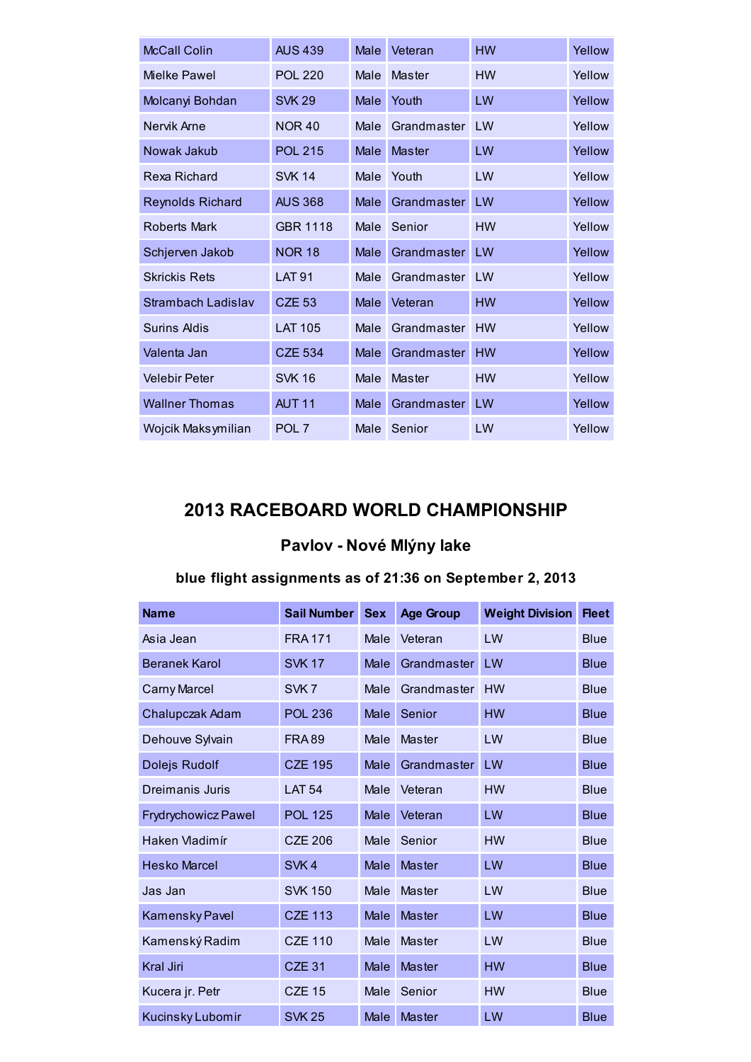| McCall Colin | AUS 439 | Male | Veteran | HW | Yellow |
|---|---|---|---|---|---|
| Mielke Pawel | POL 220 | Male | Master | HW | Yellow |
| Molcanyi Bohdan | SVK 29 | Male | Youth | LW | Yellow |
| Nervik Arne | NOR 40 | Male | Grandmaster | LW | Yellow |
| Nowak Jakub | POL 215 | Male | Master | LW | Yellow |
| Rexa Richard | SVK 14 | Male | Youth | LW | Yellow |
| Reynolds Richard | AUS 368 | Male | Grandmaster | LW | Yellow |
| Roberts Mark | GBR 1118 | Male | Senior | HW | Yellow |
| Schjerven Jakob | NOR 18 | Male | Grandmaster | LW | Yellow |
| Skrickis Rets | LAT 91 | Male | Grandmaster | LW | Yellow |
| Strambach Ladislav | CZE 53 | Male | Veteran | HW | Yellow |
| Surins Aldis | LAT 105 | Male | Grandmaster | HW | Yellow |
| Valenta Jan | CZE 534 | Male | Grandmaster | HW | Yellow |
| Velebir Peter | SVK 16 | Male | Master | HW | Yellow |
| Wallner Thomas | AUT 11 | Male | Grandmaster | LW | Yellow |
| Wojcik Maksymilian | POL 7 | Male | Senior | LW | Yellow |

## 2013 RACEBOARD WORLD CHAMPIONSHIP

### Pavlov - Nové Mlýny lake

### blue flight assignments as of 21:36 on September 2, 2013

| Name | Sail Number | Sex | Age Group | Weight Division | Fleet |
|---|---|---|---|---|---|
| Asia Jean | FRA 171 | Male | Veteran | LW | Blue |
| Beranek Karol | SVK 17 | Male | Grandmaster | LW | Blue |
| Carny Marcel | SVK 7 | Male | Grandmaster | HW | Blue |
| Chalupczak Adam | POL 236 | Male | Senior | HW | Blue |
| Dehouve Sylvain | FRA 89 | Male | Master | LW | Blue |
| Dolejs Rudolf | CZE 195 | Male | Grandmaster | LW | Blue |
| Dreimanis Juris | LAT 54 | Male | Veteran | HW | Blue |
| Frydrychowicz Pawel | POL 125 | Male | Veteran | LW | Blue |
| Haken Vladimír | CZE 206 | Male | Senior | HW | Blue |
| Hesko Marcel | SVK 4 | Male | Master | LW | Blue |
| Jas Jan | SVK 150 | Male | Master | LW | Blue |
| Kamensky Pavel | CZE 113 | Male | Master | LW | Blue |
| Kamenský Radim | CZE 110 | Male | Master | LW | Blue |
| Kral Jiri | CZE 31 | Male | Master | HW | Blue |
| Kucera jr. Petr | CZE 15 | Male | Senior | HW | Blue |
| Kucinsky Lubomir | SVK 25 | Male | Master | LW | Blue |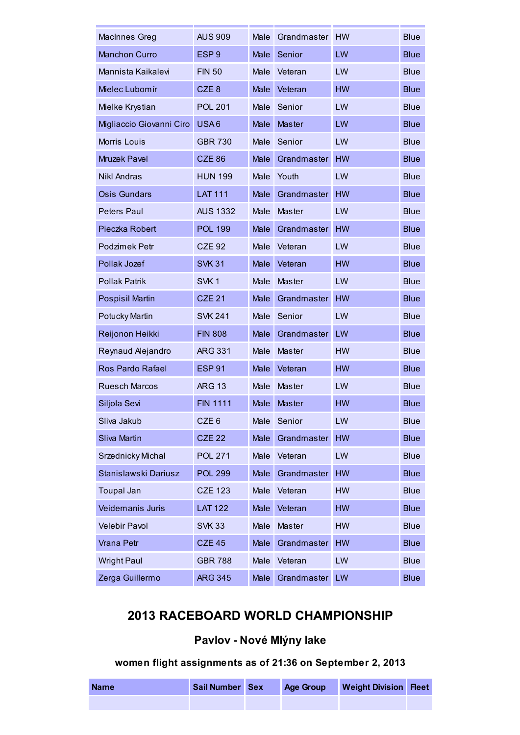| | | | | | |
|---|---|---|---|---|---|
| MacInnes Greg | AUS 909 | Male | Grandmaster | HW | Blue |
| Manchon Curro | ESP 9 | Male | Senior | LW | Blue |
| Mannista Kaikalevi | FIN 50 | Male | Veteran | LW | Blue |
| Mielec Lubomír | CZE 8 | Male | Veteran | HW | Blue |
| Mielke Krystian | POL 201 | Male | Senior | LW | Blue |
| Migliaccio Giovanni Ciro | USA 6 | Male | Master | LW | Blue |
| Morris Louis | GBR 730 | Male | Senior | LW | Blue |
| Mruzek Pavel | CZE 86 | Male | Grandmaster | HW | Blue |
| Nikl Andras | HUN 199 | Male | Youth | LW | Blue |
| Osis Gundars | LAT 111 | Male | Grandmaster | HW | Blue |
| Peters Paul | AUS 1332 | Male | Master | LW | Blue |
| Pieczka Robert | POL 199 | Male | Grandmaster | HW | Blue |
| Podzimek Petr | CZE 92 | Male | Veteran | LW | Blue |
| Pollak Jozef | SVK 31 | Male | Veteran | HW | Blue |
| Pollak Patrik | SVK 1 | Male | Master | LW | Blue |
| Pospisil Martin | CZE 21 | Male | Grandmaster | HW | Blue |
| Potucky Martin | SVK 241 | Male | Senior | LW | Blue |
| Reijonon Heikki | FIN 808 | Male | Grandmaster | LW | Blue |
| Reynaud Alejandro | ARG 331 | Male | Master | HW | Blue |
| Ros Pardo Rafael | ESP 91 | Male | Veteran | HW | Blue |
| Ruesch Marcos | ARG 13 | Male | Master | LW | Blue |
| Siljola Sevi | FIN 1111 | Male | Master | HW | Blue |
| Sliva Jakub | CZE 6 | Male | Senior | LW | Blue |
| Sliva Martin | CZE 22 | Male | Grandmaster | HW | Blue |
| Srzednicky Michal | POL 271 | Male | Veteran | LW | Blue |
| Stanislawski Dariusz | POL 299 | Male | Grandmaster | HW | Blue |
| Toupal Jan | CZE 123 | Male | Veteran | HW | Blue |
| Veidemanis Juris | LAT 122 | Male | Veteran | HW | Blue |
| Velebir Pavol | SVK 33 | Male | Master | HW | Blue |
| Vrana Petr | CZE 45 | Male | Grandmaster | HW | Blue |
| Wright Paul | GBR 788 | Male | Veteran | LW | Blue |
| Zerga Guillermo | ARG 345 | Male | Grandmaster | LW | Blue |

## 2013 RACEBOARD WORLD CHAMPIONSHIP

### Pavlov - Nové Mlýny lake

#### women flight assignments as of 21:36 on September 2, 2013

| Name | Sail Number | Sex | Age Group | Weight Division | Fleet |
|---|---|---|---|---|---|
| | | | | | |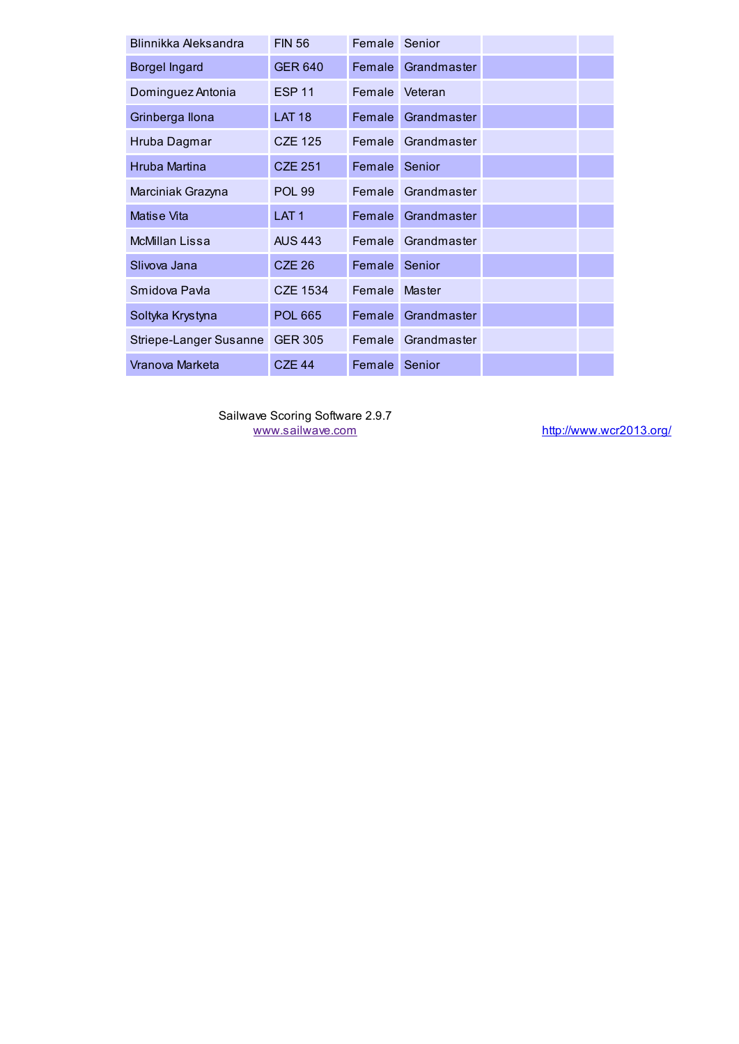| | | | | | |
|---|---|---|---|---|---|
| Blinnikka Aleksandra | FIN 56 | Female | Senior | | |
| Borgel Ingard | GER 640 | Female | Grandmaster | | |
| Dominguez Antonia | ESP 11 | Female | Veteran | | |
| Grinberga Ilona | LAT 18 | Female | Grandmaster | | |
| Hruba Dagmar | CZE 125 | Female | Grandmaster | | |
| Hruba Martina | CZE 251 | Female | Senior | | |
| Marciniak Grazyna | POL 99 | Female | Grandmaster | | |
| Matise Vita | LAT 1 | Female | Grandmaster | | |
| McMillan Lissa | AUS 443 | Female | Grandmaster | | |
| Slivova Jana | CZE 26 | Female | Senior | | |
| Smidova Pavla | CZE 1534 | Female | Master | | |
| Soltyka Krystyna | POL 665 | Female | Grandmaster | | |
| Striepe-Langer Susanne | GER 305 | Female | Grandmaster | | |
| Vranova Marketa | CZE 44 | Female | Senior | | |

Sailwave Scoring Software 2.9.7
www.sailwave.com

http://www.wcr2013.org/